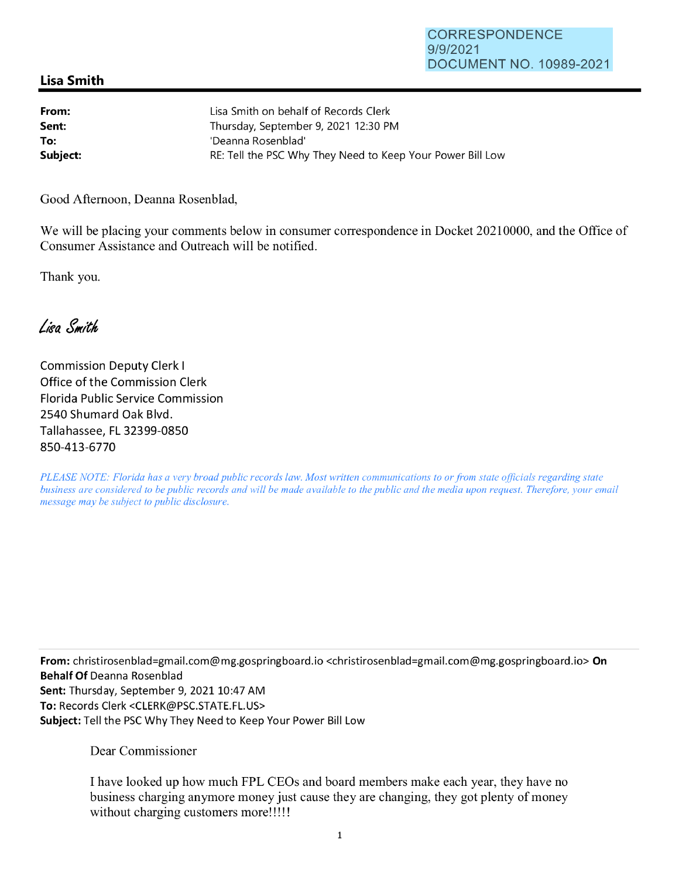CORRESPONDENCE
9/9/2021
DOCUMENT NO. 10989-2021

## Lisa Smith

**From:** Lisa Smith on behalf of Records Clerk
**Sent:** Thursday, September 9, 2021 12:30 PM
**To:** 'Deanna Rosenblad'
**Subject:** RE: Tell the PSC Why They Need to Keep Your Power Bill Low

Good Afternoon, Deanna Rosenblad,

We will be placing your comments below in consumer correspondence in Docket 20210000, and the Office of Consumer Assistance and Outreach will be notified.

Thank you.

*Lisa Smith*

Commission Deputy Clerk I
Office of the Commission Clerk
Florida Public Service Commission
2540 Shumard Oak Blvd.
Tallahassee, FL 32399-0850
850-413-6770

*PLEASE NOTE: Florida has a very broad public records law. Most written communications to or from state officials regarding state business are considered to be public records and will be made available to the public and the media upon request. Therefore, your email message may be subject to public disclosure.*

---

**From:** christirosenblad=gmail.com@mg.gospringboard.io <christirosenblad=gmail.com@mg.gospringboard.io> **On Behalf Of** Deanna Rosenblad
**Sent:** Thursday, September 9, 2021 10:47 AM
**To:** Records Clerk <CLERK@PSC.STATE.FL.US>
**Subject:** Tell the PSC Why They Need to Keep Your Power Bill Low

Dear Commissioner

I have looked up how much FPL CEOs and board members make each year, they have no business charging anymore money just cause they are changing, they got plenty of money without charging customers more!!!!!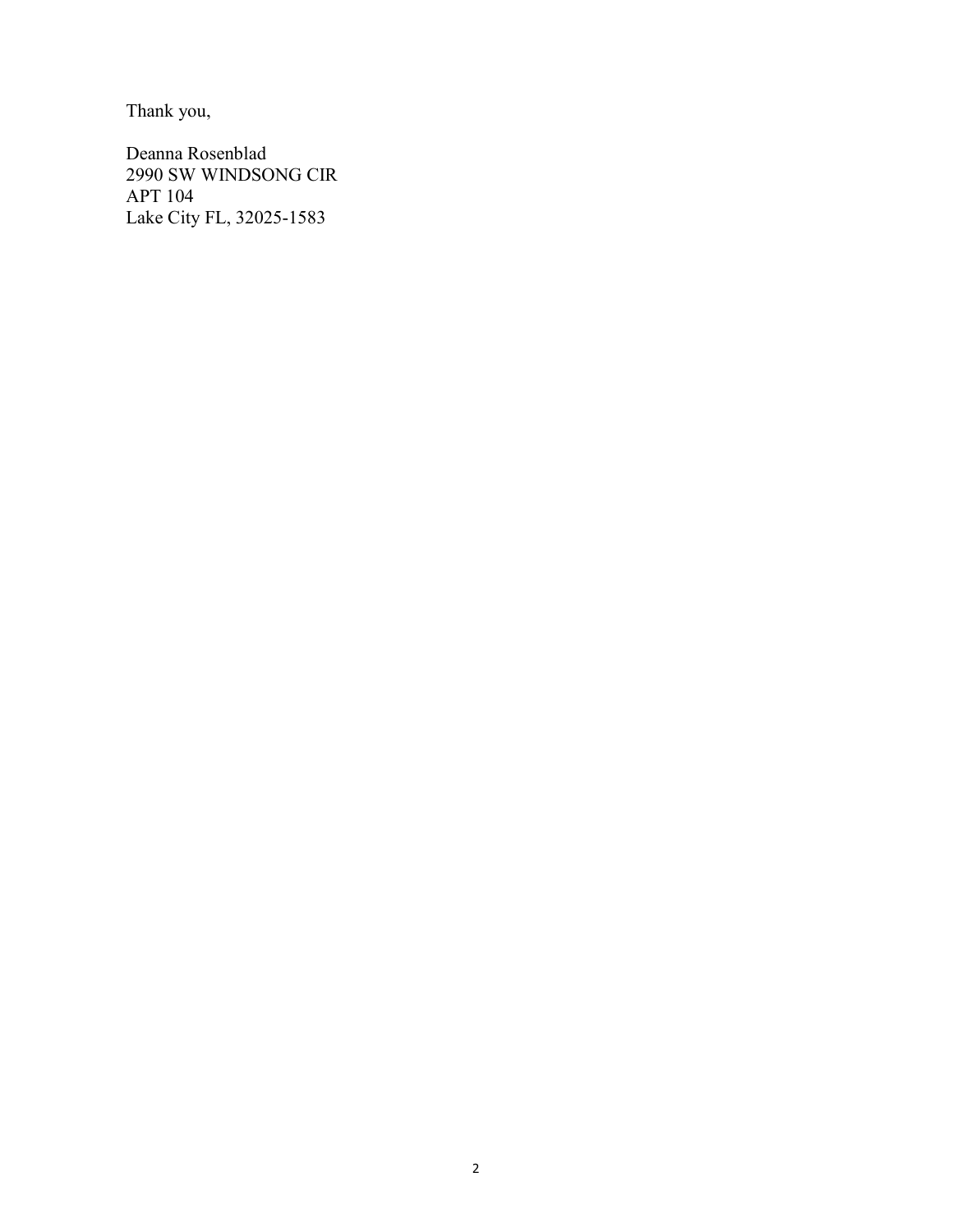Thank you,

Deanna Rosenblad
2990 SW WINDSONG CIR
APT 104
Lake City FL, 32025-1583